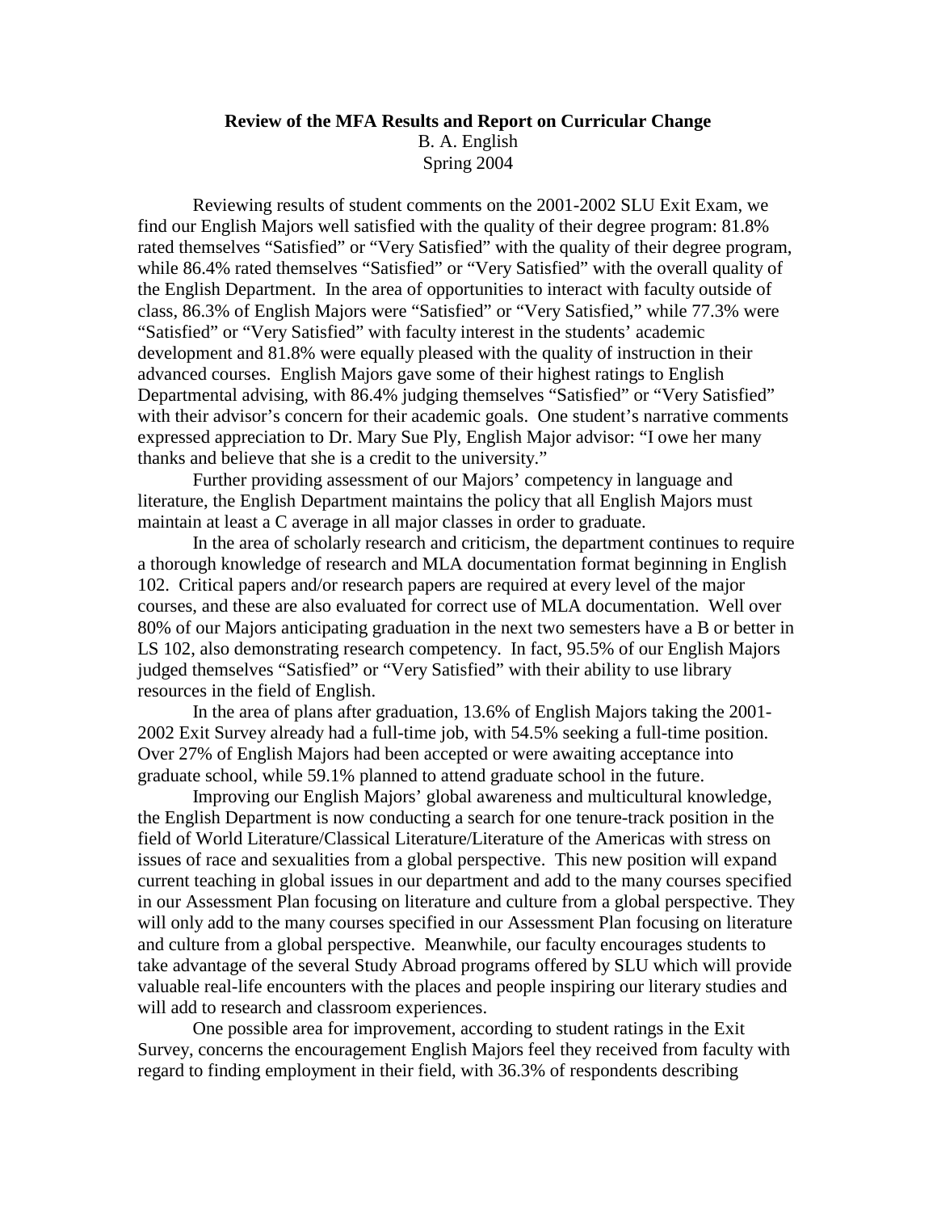**Review of the MFA Results and Report on Curricular Change**
B. A. English
Spring 2004

Reviewing results of student comments on the 2001-2002 SLU Exit Exam, we find our English Majors well satisfied with the quality of their degree program: 81.8% rated themselves "Satisfied" or "Very Satisfied" with the quality of their degree program, while 86.4% rated themselves "Satisfied" or "Very Satisfied" with the overall quality of the English Department. In the area of opportunities to interact with faculty outside of class, 86.3% of English Majors were "Satisfied" or "Very Satisfied," while 77.3% were "Satisfied" or "Very Satisfied" with faculty interest in the students' academic development and 81.8% were equally pleased with the quality of instruction in their advanced courses. English Majors gave some of their highest ratings to English Departmental advising, with 86.4% judging themselves "Satisfied" or "Very Satisfied" with their advisor's concern for their academic goals. One student's narrative comments expressed appreciation to Dr. Mary Sue Ply, English Major advisor: "I owe her many thanks and believe that she is a credit to the university."

Further providing assessment of our Majors' competency in language and literature, the English Department maintains the policy that all English Majors must maintain at least a C average in all major classes in order to graduate.

In the area of scholarly research and criticism, the department continues to require a thorough knowledge of research and MLA documentation format beginning in English 102. Critical papers and/or research papers are required at every level of the major courses, and these are also evaluated for correct use of MLA documentation. Well over 80% of our Majors anticipating graduation in the next two semesters have a B or better in LS 102, also demonstrating research competency. In fact, 95.5% of our English Majors judged themselves "Satisfied" or "Very Satisfied" with their ability to use library resources in the field of English.

In the area of plans after graduation, 13.6% of English Majors taking the 2001-2002 Exit Survey already had a full-time job, with 54.5% seeking a full-time position. Over 27% of English Majors had been accepted or were awaiting acceptance into graduate school, while 59.1% planned to attend graduate school in the future.

Improving our English Majors' global awareness and multicultural knowledge, the English Department is now conducting a search for one tenure-track position in the field of World Literature/Classical Literature/Literature of the Americas with stress on issues of race and sexualities from a global perspective. This new position will expand current teaching in global issues in our department and add to the many courses specified in our Assessment Plan focusing on literature and culture from a global perspective. They will only add to the many courses specified in our Assessment Plan focusing on literature and culture from a global perspective. Meanwhile, our faculty encourages students to take advantage of the several Study Abroad programs offered by SLU which will provide valuable real-life encounters with the places and people inspiring our literary studies and will add to research and classroom experiences.

One possible area for improvement, according to student ratings in the Exit Survey, concerns the encouragement English Majors feel they received from faculty with regard to finding employment in their field, with 36.3% of respondents describing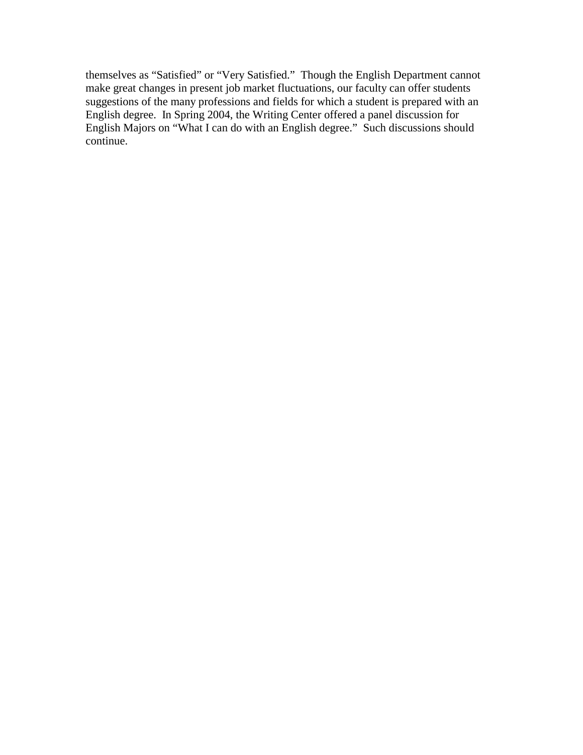themselves as “Satisfied” or “Very Satisfied.” Though the English Department cannot make great changes in present job market fluctuations, our faculty can offer students suggestions of the many professions and fields for which a student is prepared with an English degree. In Spring 2004, the Writing Center offered a panel discussion for English Majors on “What I can do with an English degree.” Such discussions should continue.